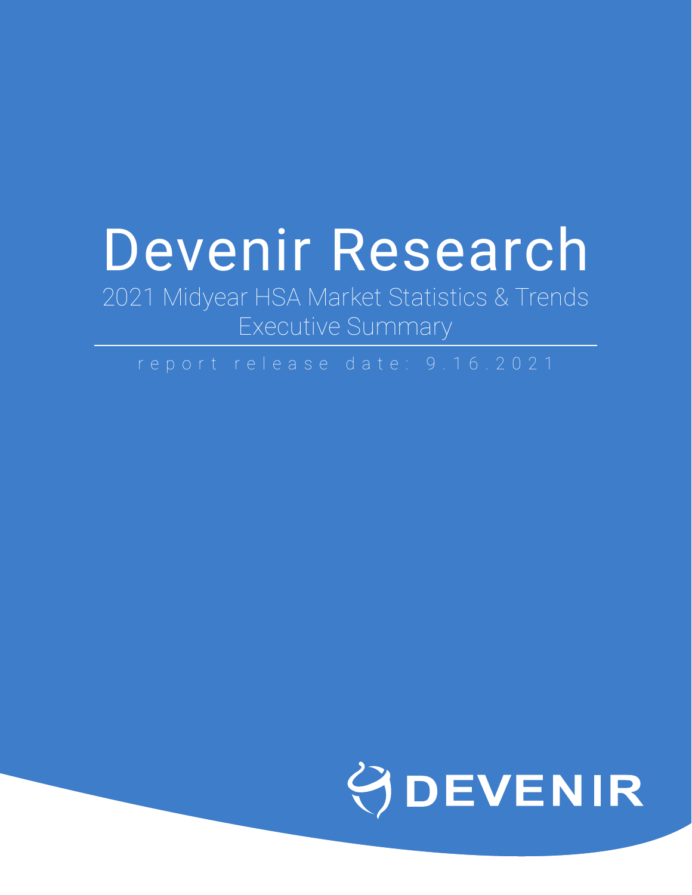# Devenir Research

## 2021 Midyear HSA Market Statistics & Trends
## Executive Summary

report release date: 9.16.2021

DEVENIR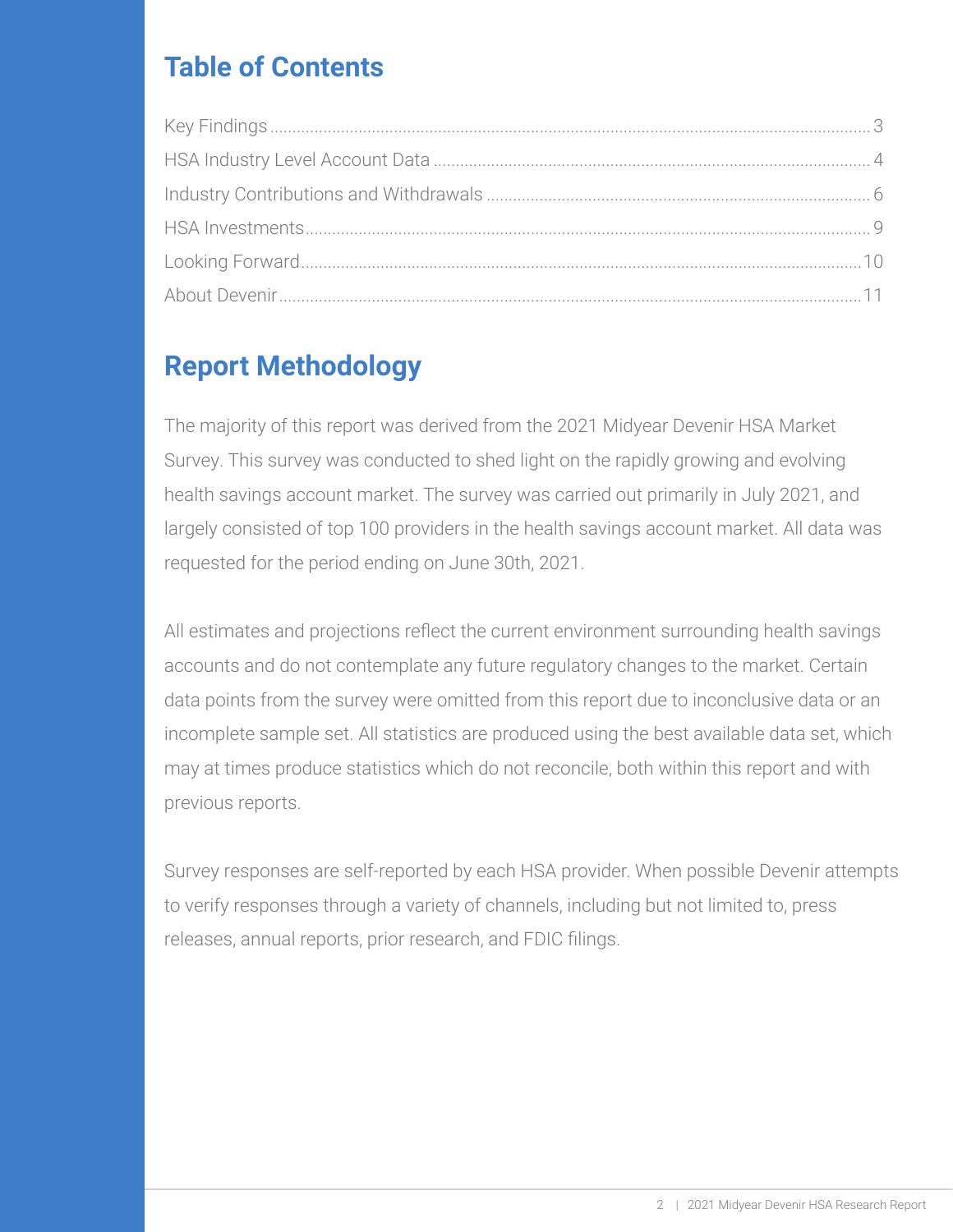## Table of Contents

Key Findings .......... 3
HSA Industry Level Account Data .......... 4
Industry Contributions and Withdrawals .......... 6
HSA Investments .......... 9
Looking Forward .......... 10
About Devenir .......... 11

## Report Methodology

The majority of this report was derived from the 2021 Midyear Devenir HSA Market Survey. This survey was conducted to shed light on the rapidly growing and evolving health savings account market. The survey was carried out primarily in July 2021, and largely consisted of top 100 providers in the health savings account market. All data was requested for the period ending on June 30th, 2021.

All estimates and projections reflect the current environment surrounding health savings accounts and do not contemplate any future regulatory changes to the market. Certain data points from the survey were omitted from this report due to inconclusive data or an incomplete sample set. All statistics are produced using the best available data set, which may at times produce statistics which do not reconcile, both within this report and with previous reports.

Survey responses are self-reported by each HSA provider. When possible Devenir attempts to verify responses through a variety of channels, including but not limited to, press releases, annual reports, prior research, and FDIC filings.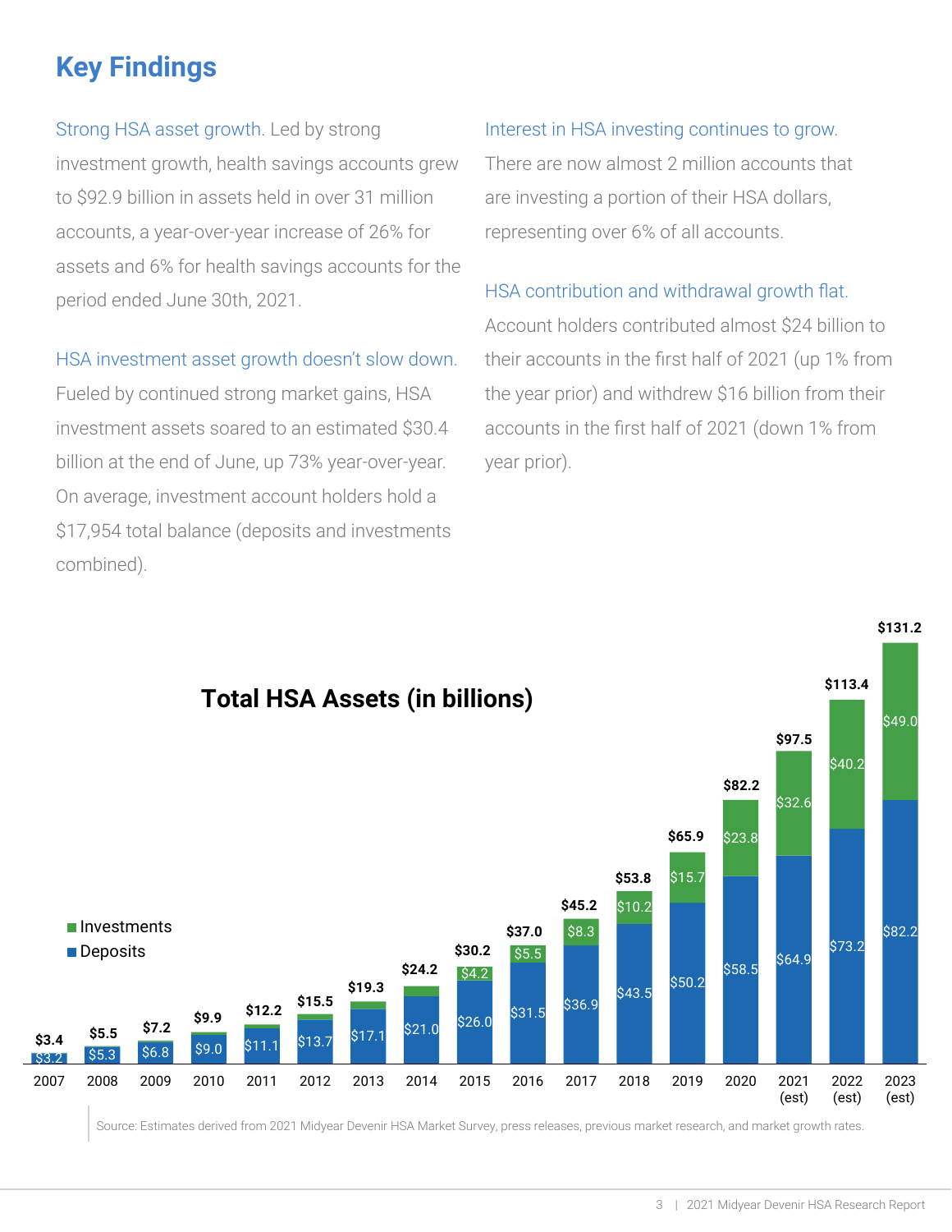# Key Findings

Strong HSA asset growth. Led by strong investment growth, health savings accounts grew to $92.9 billion in assets held in over 31 million accounts, a year-over-year increase of 26% for assets and 6% for health savings accounts for the period ended June 30th, 2021.

HSA investment asset growth doesn't slow down. Fueled by continued strong market gains, HSA investment assets soared to an estimated $30.4 billion at the end of June, up 73% year-over-year. On average, investment account holders hold a $17,954 total balance (deposits and investments combined).

Interest in HSA investing continues to grow. There are now almost 2 million accounts that are investing a portion of their HSA dollars, representing over 6% of all accounts.

HSA contribution and withdrawal growth flat. Account holders contributed almost $24 billion to their accounts in the first half of 2021 (up 1% from the year prior) and withdrew $16 billion from their accounts in the first half of 2021 (down 1% from year prior).

**Total HSA Assets (in billions)**

| Year | Deposits | Investments | Total |
|---|---|---|---|
| 2007 | $3.2 | | $3.4 |
| 2008 | $5.3 | | $5.5 |
| 2009 | $6.8 | | $7.2 |
| 2010 | $9.0 | | $9.9 |
| 2011 | $11.1 | | $12.2 |
| 2012 | $13.7 | | $15.5 |
| 2013 | $17.1 | | $19.3 |
| 2014 | $21.0 | | $24.2 |
| 2015 | $26.0 | $4.2 | $30.2 |
| 2016 | $31.5 | $5.5 | $37.0 |
| 2017 | $36.9 | $8.3 | $45.2 |
| 2018 | $43.5 | $10.2 | $53.8 |
| 2019 | $50.2 | $15.7 | $65.9 |
| 2020 | $58.5 | $23.8 | $82.2 |
| 2021 (est) | $64.9 | $32.6 | $97.5 |
| 2022 (est) | $73.2 | $40.2 | $113.4 |
| 2023 (est) | $82.2 | $49.0 | $131.2 |

Source: Estimates derived from 2021 Midyear Devenir HSA Market Survey, press releases, previous market research, and market growth rates.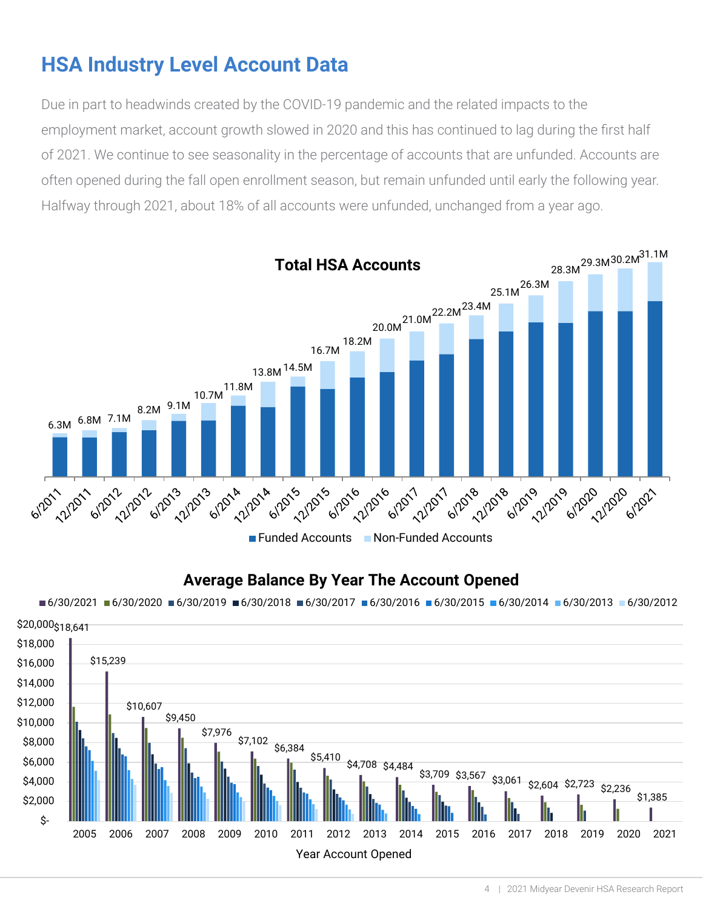# HSA Industry Level Account Data

Due in part to headwinds created by the COVID-19 pandemic and the related impacts to the employment market, account growth slowed in 2020 and this has continued to lag during the first half of 2021. We continue to see seasonality in the percentage of accounts that are unfunded. Accounts are often opened during the fall open enrollment season, but remain unfunded until early the following year. Halfway through 2021, about 18% of all accounts were unfunded, unchanged from a year ago.

**Total HSA Accounts**

| Date | Total Accounts |
|---|---|
| 6/2011 | 6.3M |
| 12/2011 | 6.8M |
| 6/2012 | 7.1M |
| 12/2012 | 8.2M |
| 6/2013 | 9.1M |
| 12/2013 | 10.7M |
| 6/2014 | 11.8M |
| 12/2014 | 13.8M |
| 6/2015 | 14.5M |
| 12/2015 | 16.7M |
| 6/2016 | 18.2M |
| 12/2016 | 20.0M |
| 6/2017 | 21.0M |
| 12/2017 | 22.2M |
| 6/2018 | 23.4M |
| 12/2018 | 25.1M |
| 6/2019 | 26.3M |
| 12/2019 | 28.3M |
| 6/2020 | 29.3M |
| 12/2020 | 30.2M |
| 6/2021 | 31.1M |

Funded Accounts / Non-Funded Accounts

**Average Balance By Year The Account Opened**

Series: 6/30/2021, 6/30/2020, 6/30/2019, 6/30/2018, 6/30/2017, 6/30/2016, 6/30/2015, 6/30/2014, 6/30/2013, 6/30/2012

| Year Account Opened | Average Balance (6/30/2021) |
|---|---|
| 2005 | $18,641 |
| 2006 | $15,239 |
| 2007 | $10,607 |
| 2008 | $9,450 |
| 2009 | $7,976 |
| 2010 | $7,102 |
| 2011 | $6,384 |
| 2012 | $5,410 |
| 2013 | $4,708 |
| 2014 | $4,484 |
| 2015 | $3,709 |
| 2016 | $3,567 |
| 2017 | $3,061 |
| 2018 | $2,604 |
| 2019 | $2,723 |
| 2020 | $2,236 |
| 2021 | $1,385 |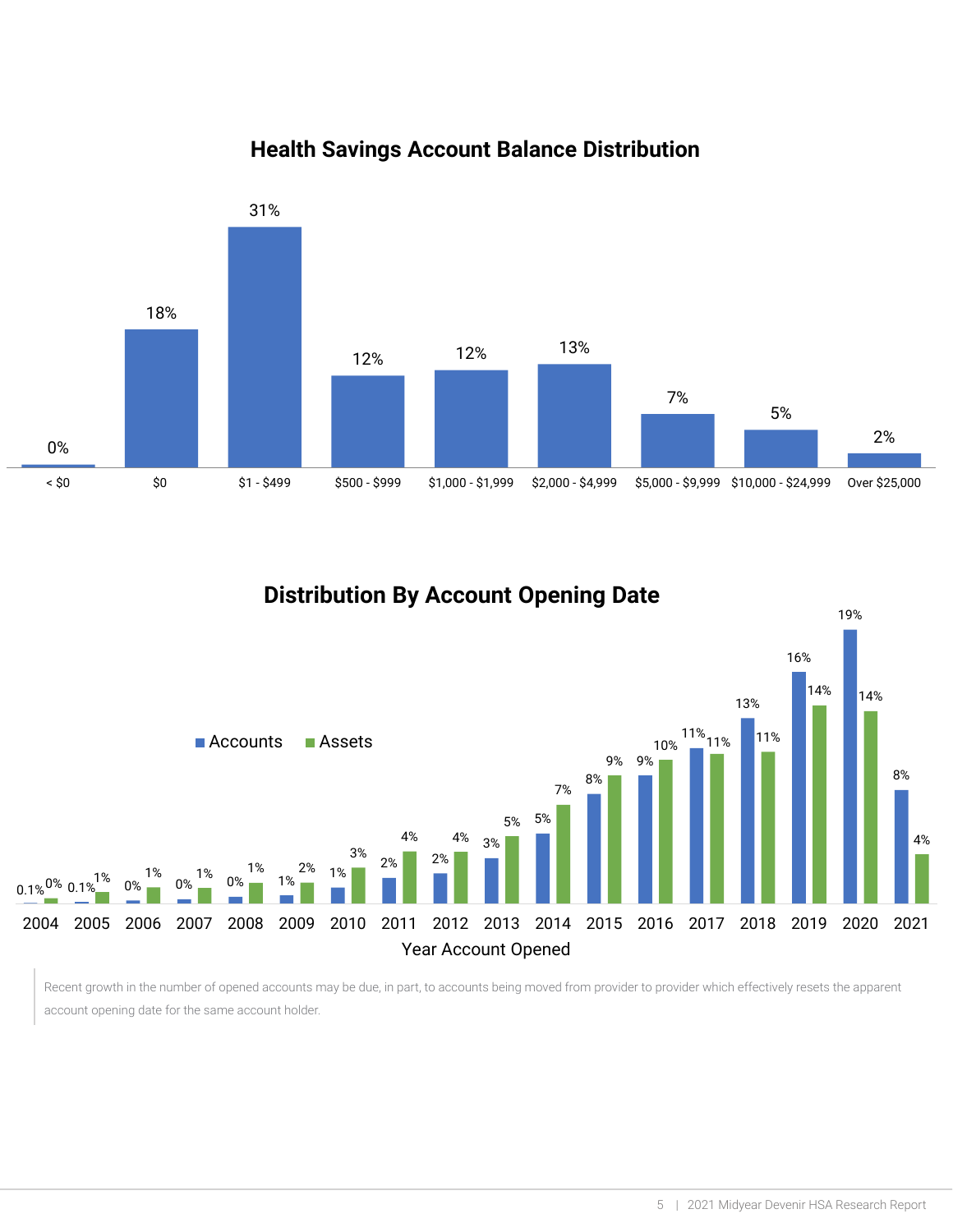## Health Savings Account Balance Distribution

| Balance | Share |
|---|---|
| < $0 | 0% |
| $0 | 18% |
| $1 - $499 | 31% |
| $500 - $999 | 12% |
| $1,000 - $1,999 | 12% |
| $2,000 - $4,999 | 13% |
| $5,000 - $9,999 | 7% |
| $10,000 - $24,999 | 5% |
| Over $25,000 | 2% |

## Distribution By Account Opening Date

| Year Account Opened | Accounts | Assets |
|---|---|---|
| 2004 | 0.1% | 0% |
| 2005 | 0.1% | 1% |
| 2006 | 0% | 1% |
| 2007 | 0% | 1% |
| 2008 | 0% | 1% |
| 2009 | 1% | 2% |
| 2010 | 1% | 3% |
| 2011 | 2% | 4% |
| 2012 | 2% | 4% |
| 2013 | 3% | 5% |
| 2014 | 5% | 7% |
| 2015 | 8% | 9% |
| 2016 | 9% | 10% |
| 2017 | 11% | 11% |
| 2018 | 13% | 11% |
| 2019 | 16% | 14% |
| 2020 | 19% | 14% |
| 2021 | 8% | 4% |

Recent growth in the number of opened accounts may be due, in part, to accounts being moved from provider to provider which effectively resets the apparent account opening date for the same account holder.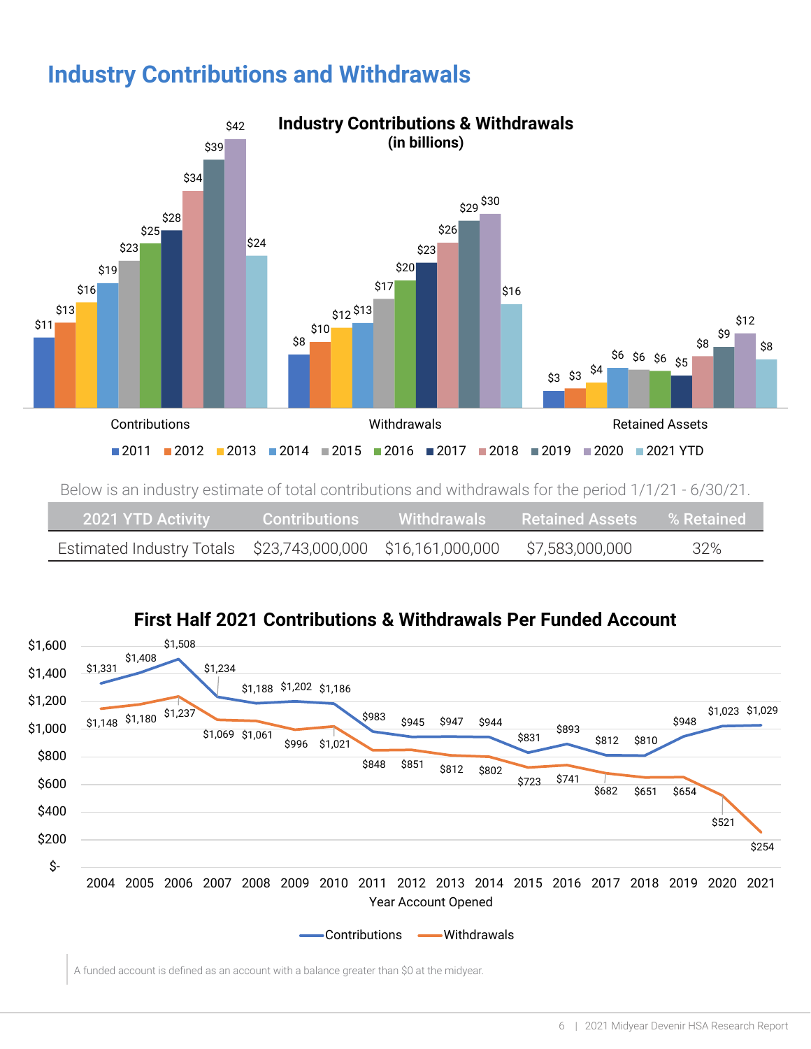# Industry Contributions and Withdrawals

**Industry Contributions & Withdrawals (in billions)**

| | 2011 | 2012 | 2013 | 2014 | 2015 | 2016 | 2017 | 2018 | 2019 | 2020 | 2021 YTD |
|---|---|---|---|---|---|---|---|---|---|---|---|
| Contributions | $11 | $13 | $16 | $19 | $23 | $25 | $28 | $34 | $39 | $42 | $24 |
| Withdrawals | $8 | $10 | $12 | $13 | $17 | $20 | $23 | $26 | $29 | $30 | $16 |
| Retained Assets | $3 | $3 | $4 | $6 | $6 | $6 | $5 | $8 | $9 | $12 | $8 |

Below is an industry estimate of total contributions and withdrawals for the period 1/1/21 - 6/30/21.

| 2021 YTD Activity | Contributions | Withdrawals | Retained Assets | % Retained |
|---|---|---|---|---|
| Estimated Industry Totals | $23,743,000,000 | $16,161,000,000 | $7,583,000,000 | 32% |

**First Half 2021 Contributions & Withdrawals Per Funded Account**

| Year Account Opened | Contributions | Withdrawals |
|---|---|---|
| 2004 | $1,331 | $1,148 |
| 2005 | $1,408 | $1,180 |
| 2006 | $1,508 | $1,237 |
| 2007 | $1,234 | $1,069 |
| 2008 | $1,188 | $1,061 |
| 2009 | $1,202 | $996 |
| 2010 | $1,186 | $1,021 |
| 2011 | $983 | $848 |
| 2012 | $945 | $851 |
| 2013 | $947 | $812 |
| 2014 | $944 | $802 |
| 2015 | $831 | $723 |
| 2016 | $893 | $741 |
| 2017 | $812 | $682 |
| 2018 | $810 | $651 |
| 2019 | $948 | $654 |
| 2020 | $1,023 | $521 |
| 2021 | $1,029 | $254 |

A funded account is defined as an account with a balance greater than $0 at the midyear.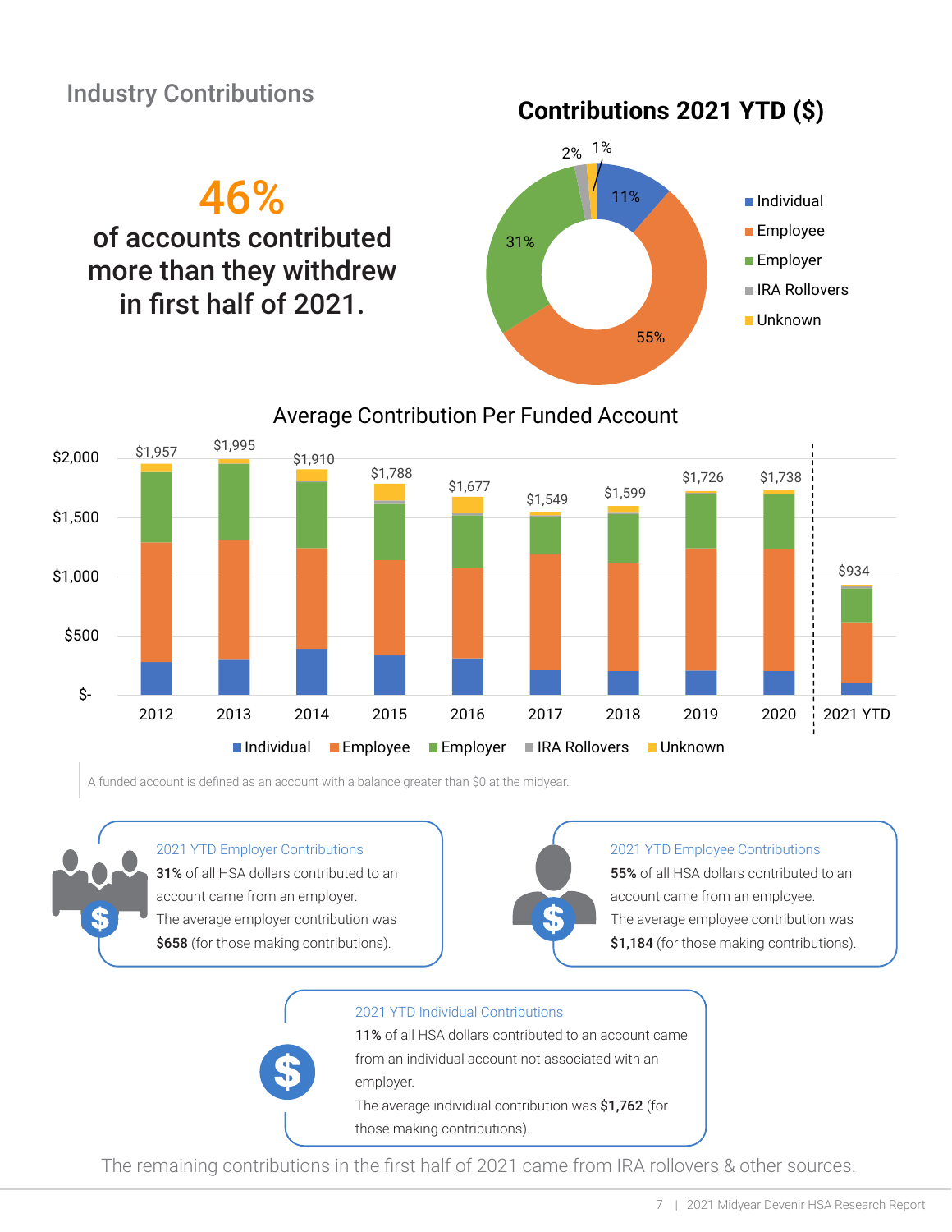## Industry Contributions

**46%** of accounts contributed more than they withdrew in first half of 2021.

### Contributions 2021 YTD ($)

| Source | Share |
|---|---|
| Individual | 11% |
| Employee | 55% |
| Employer | 31% |
| IRA Rollovers | 2% |
| Unknown | 1% |

### Average Contribution Per Funded Account

| Year | Average Contribution |
|---|---|
| 2012 | $1,957 |
| 2013 | $1,995 |
| 2014 | $1,910 |
| 2015 | $1,788 |
| 2016 | $1,677 |
| 2017 | $1,549 |
| 2018 | $1,599 |
| 2019 | $1,726 |
| 2020 | $1,738 |
| 2021 YTD | $934 |

Legend: Individual, Employee, Employer, IRA Rollovers, Unknown

A funded account is defined as an account with a balance greater than $0 at the midyear.

**2021 YTD Employer Contributions**

**31%** of all HSA dollars contributed to an account came from an employer.
The average employer contribution was **$658** (for those making contributions).

**2021 YTD Employee Contributions**

**55%** of all HSA dollars contributed to an account came from an employee.
The average employee contribution was **$1,184** (for those making contributions).

**2021 YTD Individual Contributions**

**11%** of all HSA dollars contributed to an account came from an individual account not associated with an employer.
The average individual contribution was **$1,762** (for those making contributions).

The remaining contributions in the first half of 2021 came from IRA rollovers & other sources.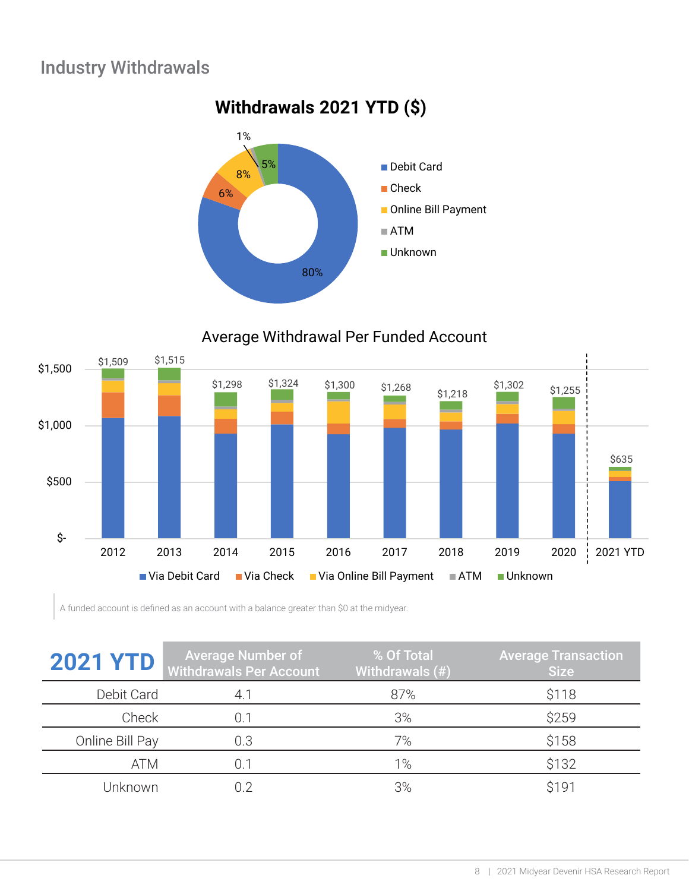## Industry Withdrawals

**Withdrawals 2021 YTD ($)**

- Debit Card: 80%
- Check: 6%
- Online Bill Payment: 8%
- ATM: 1%
- Unknown: 5%

**Average Withdrawal Per Funded Account**

| Year | Average Withdrawal |
|---|---|
| 2012 | $1,509 |
| 2013 | $1,515 |
| 2014 | $1,298 |
| 2015 | $1,324 |
| 2016 | $1,300 |
| 2017 | $1,268 |
| 2018 | $1,218 |
| 2019 | $1,302 |
| 2020 | $1,255 |
| 2021 YTD | $635 |

Via Debit Card | Via Check | Via Online Bill Payment | ATM | Unknown

A funded account is defined as an account with a balance greater than $0 at the midyear.

| 2021 YTD | Average Number of Withdrawals Per Account | % Of Total Withdrawals (#) | Average Transaction Size |
|---|---|---|---|
| Debit Card | 4.1 | 87% | $118 |
| Check | 0.1 | 3% | $259 |
| Online Bill Pay | 0.3 | 7% | $158 |
| ATM | 0.1 | 1% | $132 |
| Unknown | 0.2 | 3% | $191 |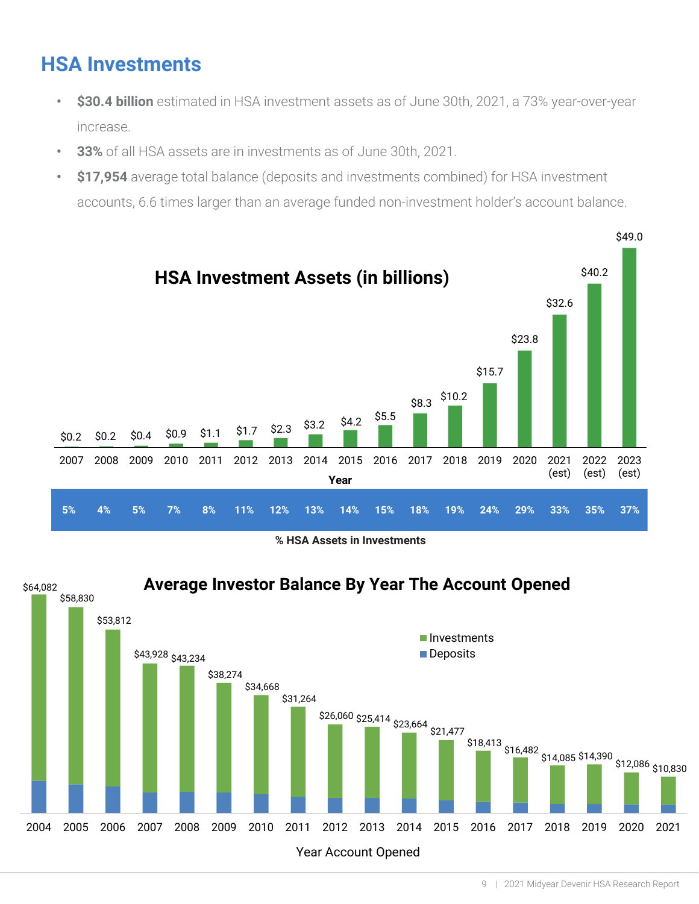## HSA Investments

- **$30.4 billion** estimated in HSA investment assets as of June 30th, 2021, a 73% year-over-year increase.
- **33%** of all HSA assets are in investments as of June 30th, 2021.
- **$17,954** average total balance (deposits and investments combined) for HSA investment accounts, 6.6 times larger than an average funded non-investment holder's account balance.

### HSA Investment Assets (in billions)

| Year | 2007 | 2008 | 2009 | 2010 | 2011 | 2012 | 2013 | 2014 | 2015 | 2016 | 2017 | 2018 | 2019 | 2020 | 2021 (est) | 2022 (est) | 2023 (est) |
|---|---|---|---|---|---|---|---|---|---|---|---|---|---|---|---|---|---|
| HSA Investment Assets | $0.2 | $0.2 | $0.4 | $0.9 | $1.1 | $1.7 | $2.3 | $3.2 | $4.2 | $5.5 | $8.3 | $10.2 | $15.7 | $23.8 | $32.6 | $40.2 | $49.0 |
| % HSA Assets in Investments | 5% | 4% | 5% | 7% | 8% | 11% | 12% | 13% | 14% | 15% | 18% | 19% | 24% | 29% | 33% | 35% | 37% |

### Average Investor Balance By Year The Account Opened

| Year Account Opened | 2004 | 2005 | 2006 | 2007 | 2008 | 2009 | 2010 | 2011 | 2012 | 2013 | 2014 | 2015 | 2016 | 2017 | 2018 | 2019 | 2020 | 2021 |
|---|---|---|---|---|---|---|---|---|---|---|---|---|---|---|---|---|---|---|
| Average Investor Balance (Investments + Deposits) | $64,082 | $58,830 | $53,812 | $43,928 | $43,234 | $38,274 | $34,668 | $31,264 | $26,060 | $25,414 | $23,664 | $21,477 | $18,413 | $16,482 | $14,085 | $14,390 | $12,086 | $10,830 |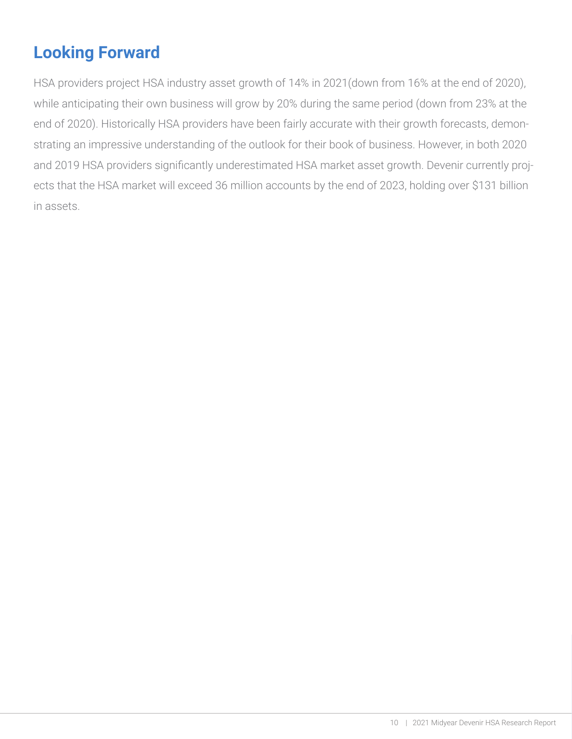## Looking Forward

HSA providers project HSA industry asset growth of 14% in 2021(down from 16% at the end of 2020), while anticipating their own business will grow by 20% during the same period (down from 23% at the end of 2020). Historically HSA providers have been fairly accurate with their growth forecasts, demonstrating an impressive understanding of the outlook for their book of business. However, in both 2020 and 2019 HSA providers significantly underestimated HSA market asset growth. Devenir currently projects that the HSA market will exceed 36 million accounts by the end of 2023, holding over $131 billion in assets.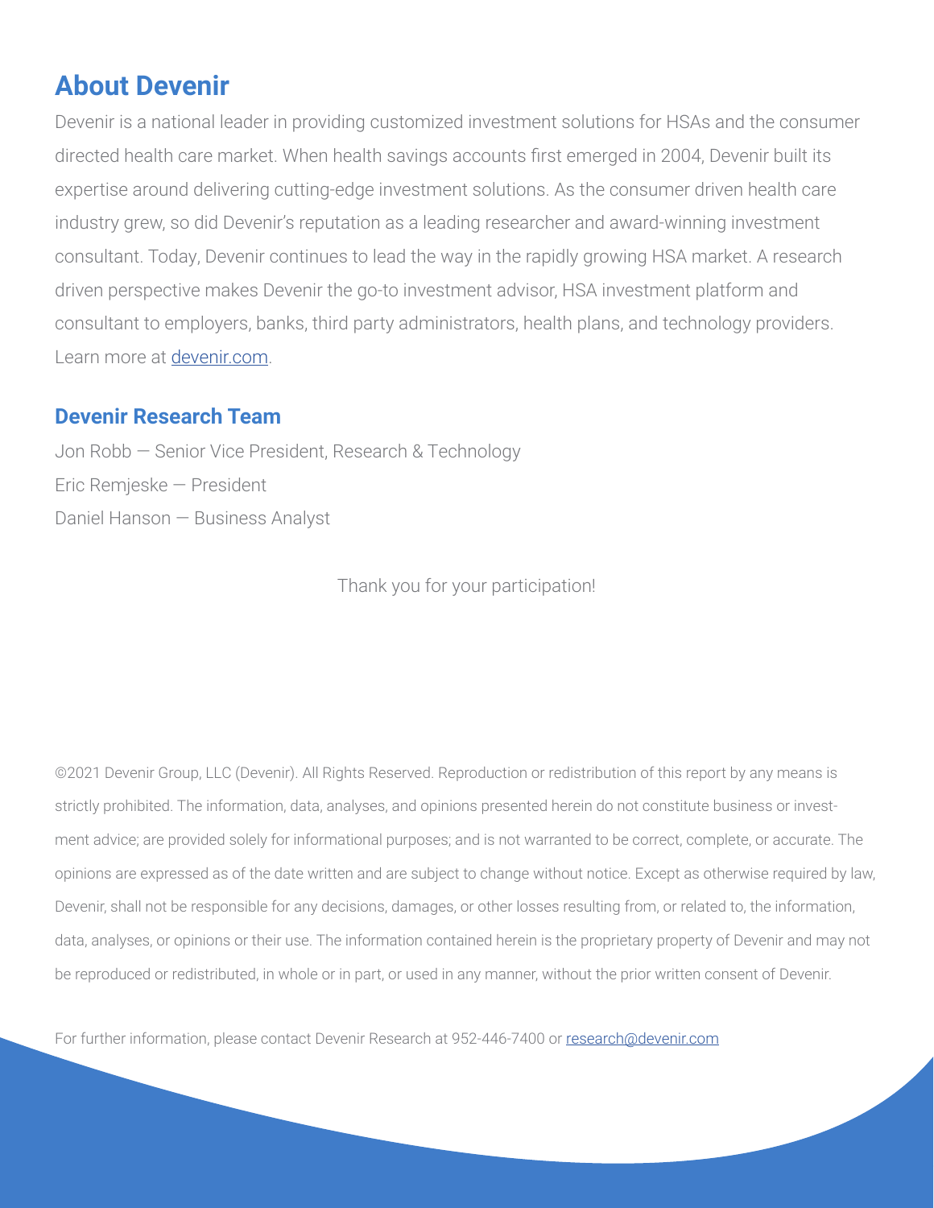## About Devenir

Devenir is a national leader in providing customized investment solutions for HSAs and the consumer directed health care market. When health savings accounts first emerged in 2004, Devenir built its expertise around delivering cutting-edge investment solutions. As the consumer driven health care industry grew, so did Devenir's reputation as a leading researcher and award-winning investment consultant. Today, Devenir continues to lead the way in the rapidly growing HSA market. A research driven perspective makes Devenir the go-to investment advisor, HSA investment platform and consultant to employers, banks, third party administrators, health plans, and technology providers. Learn more at devenir.com.

### Devenir Research Team

Jon Robb — Senior Vice President, Research & Technology
Eric Remjeske — President
Daniel Hanson — Business Analyst

Thank you for your participation!

©2021 Devenir Group, LLC (Devenir). All Rights Reserved. Reproduction or redistribution of this report by any means is strictly prohibited. The information, data, analyses, and opinions presented herein do not constitute business or investment advice; are provided solely for informational purposes; and is not warranted to be correct, complete, or accurate. The opinions are expressed as of the date written and are subject to change without notice. Except as otherwise required by law, Devenir, shall not be responsible for any decisions, damages, or other losses resulting from, or related to, the information, data, analyses, or opinions or their use. The information contained herein is the proprietary property of Devenir and may not be reproduced or redistributed, in whole or in part, or used in any manner, without the prior written consent of Devenir.

For further information, please contact Devenir Research at 952-446-7400 or research@devenir.com